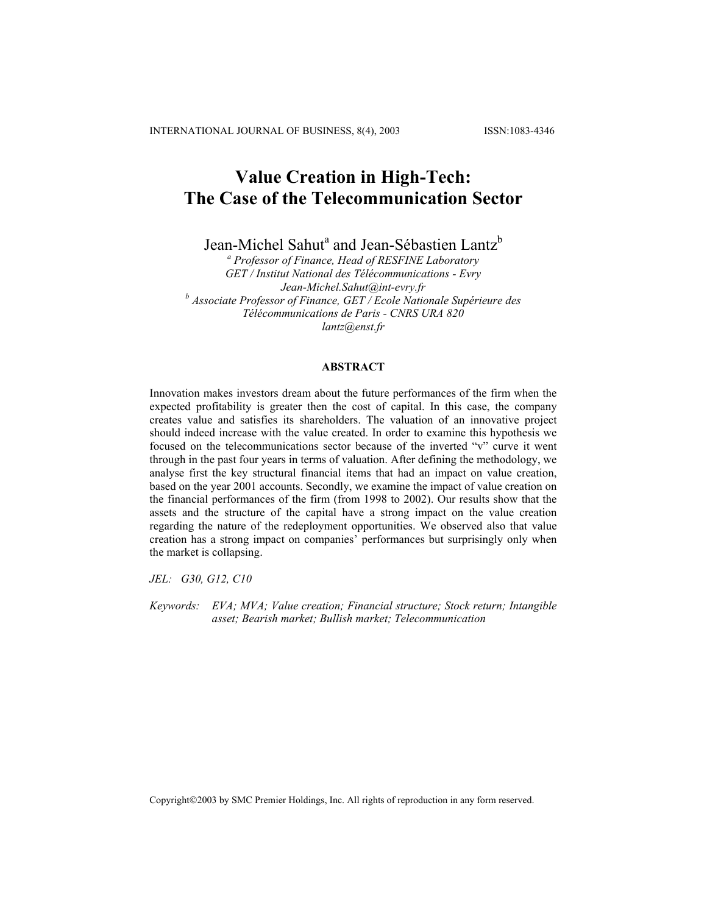# Value Creation in High-Tech: The Case of the Telecommunication Sector

Jean-Michel Sahut[a] and Jean-Sébastien Lantz[b]

[a] *Professor of Finance, Head of RESFINE Laboratory*
*GET / Institut National des Télécommunications - Evry*
*Jean-Michel.Sahut@int-evry.fr*
[b] *Associate Professor of Finance, GET / Ecole Nationale Supérieure des Télécommunications de Paris - CNRS URA 820*
*lantz@enst.fr*

## ABSTRACT

Innovation makes investors dream about the future performances of the firm when the expected profitability is greater then the cost of capital. In this case, the company creates value and satisfies its shareholders. The valuation of an innovative project should indeed increase with the value created. In order to examine this hypothesis we focused on the telecommunications sector because of the inverted "v" curve it went through in the past four years in terms of valuation. After defining the methodology, we analyse first the key structural financial items that had an impact on value creation, based on the year 2001 accounts. Secondly, we examine the impact of value creation on the financial performances of the firm (from 1998 to 2002). Our results show that the assets and the structure of the capital have a strong impact on the value creation regarding the nature of the redeployment opportunities. We observed also that value creation has a strong impact on companies' performances but surprisingly only when the market is collapsing.

*JEL:* *G30, G12, C10*

*Keywords:* *EVA; MVA; Value creation; Financial structure; Stock return; Intangible asset; Bearish market; Bullish market; Telecommunication*

Copyright©2003 by SMC Premier Holdings, Inc. All rights of reproduction in any form reserved.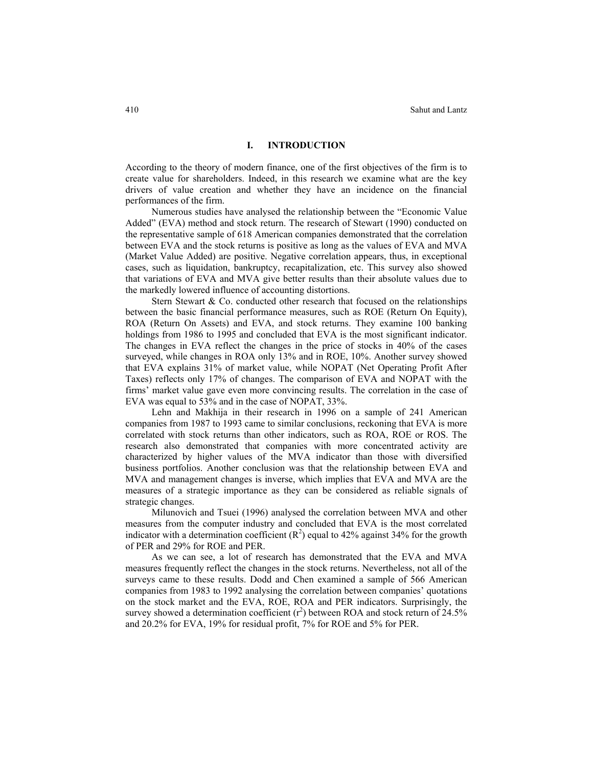## I. INTRODUCTION

According to the theory of modern finance, one of the first objectives of the firm is to create value for shareholders. Indeed, in this research we examine what are the key drivers of value creation and whether they have an incidence on the financial performances of the firm.

Numerous studies have analysed the relationship between the "Economic Value Added" (EVA) method and stock return. The research of Stewart (1990) conducted on the representative sample of 618 American companies demonstrated that the correlation between EVA and the stock returns is positive as long as the values of EVA and MVA (Market Value Added) are positive. Negative correlation appears, thus, in exceptional cases, such as liquidation, bankruptcy, recapitalization, etc. This survey also showed that variations of EVA and MVA give better results than their absolute values due to the markedly lowered influence of accounting distortions.

Stern Stewart & Co. conducted other research that focused on the relationships between the basic financial performance measures, such as ROE (Return On Equity), ROA (Return On Assets) and EVA, and stock returns. They examine 100 banking holdings from 1986 to 1995 and concluded that EVA is the most significant indicator. The changes in EVA reflect the changes in the price of stocks in 40% of the cases surveyed, while changes in ROA only 13% and in ROE, 10%. Another survey showed that EVA explains 31% of market value, while NOPAT (Net Operating Profit After Taxes) reflects only 17% of changes. The comparison of EVA and NOPAT with the firms' market value gave even more convincing results. The correlation in the case of EVA was equal to 53% and in the case of NOPAT, 33%.

Lehn and Makhija in their research in 1996 on a sample of 241 American companies from 1987 to 1993 came to similar conclusions, reckoning that EVA is more correlated with stock returns than other indicators, such as ROA, ROE or ROS. The research also demonstrated that companies with more concentrated activity are characterized by higher values of the MVA indicator than those with diversified business portfolios. Another conclusion was that the relationship between EVA and MVA and management changes is inverse, which implies that EVA and MVA are the measures of a strategic importance as they can be considered as reliable signals of strategic changes.

Milunovich and Tsuei (1996) analysed the correlation between MVA and other measures from the computer industry and concluded that EVA is the most correlated indicator with a determination coefficient ($R^2$) equal to 42% against 34% for the growth of PER and 29% for ROE and PER.

As we can see, a lot of research has demonstrated that the EVA and MVA measures frequently reflect the changes in the stock returns. Nevertheless, not all of the surveys came to these results. Dodd and Chen examined a sample of 566 American companies from 1983 to 1992 analysing the correlation between companies' quotations on the stock market and the EVA, ROE, ROA and PER indicators. Surprisingly, the survey showed a determination coefficient ($r^2$) between ROA and stock return of 24.5% and 20.2% for EVA, 19% for residual profit, 7% for ROE and 5% for PER.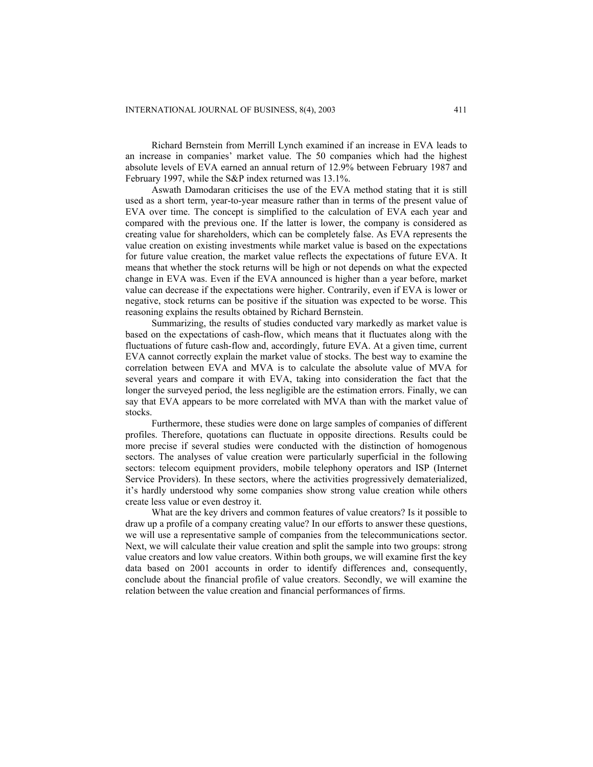Richard Bernstein from Merrill Lynch examined if an increase in EVA leads to an increase in companies' market value. The 50 companies which had the highest absolute levels of EVA earned an annual return of 12.9% between February 1987 and February 1997, while the S&P index returned was 13.1%.

Aswath Damodaran criticises the use of the EVA method stating that it is still used as a short term, year-to-year measure rather than in terms of the present value of EVA over time. The concept is simplified to the calculation of EVA each year and compared with the previous one. If the latter is lower, the company is considered as creating value for shareholders, which can be completely false. As EVA represents the value creation on existing investments while market value is based on the expectations for future value creation, the market value reflects the expectations of future EVA. It means that whether the stock returns will be high or not depends on what the expected change in EVA was. Even if the EVA announced is higher than a year before, market value can decrease if the expectations were higher. Contrarily, even if EVA is lower or negative, stock returns can be positive if the situation was expected to be worse. This reasoning explains the results obtained by Richard Bernstein.

Summarizing, the results of studies conducted vary markedly as market value is based on the expectations of cash-flow, which means that it fluctuates along with the fluctuations of future cash-flow and, accordingly, future EVA. At a given time, current EVA cannot correctly explain the market value of stocks. The best way to examine the correlation between EVA and MVA is to calculate the absolute value of MVA for several years and compare it with EVA, taking into consideration the fact that the longer the surveyed period, the less negligible are the estimation errors. Finally, we can say that EVA appears to be more correlated with MVA than with the market value of stocks.

Furthermore, these studies were done on large samples of companies of different profiles. Therefore, quotations can fluctuate in opposite directions. Results could be more precise if several studies were conducted with the distinction of homogenous sectors. The analyses of value creation were particularly superficial in the following sectors: telecom equipment providers, mobile telephony operators and ISP (Internet Service Providers). In these sectors, where the activities progressively dematerialized, it's hardly understood why some companies show strong value creation while others create less value or even destroy it.

What are the key drivers and common features of value creators? Is it possible to draw up a profile of a company creating value? In our efforts to answer these questions, we will use a representative sample of companies from the telecommunications sector. Next, we will calculate their value creation and split the sample into two groups: strong value creators and low value creators. Within both groups, we will examine first the key data based on 2001 accounts in order to identify differences and, consequently, conclude about the financial profile of value creators. Secondly, we will examine the relation between the value creation and financial performances of firms.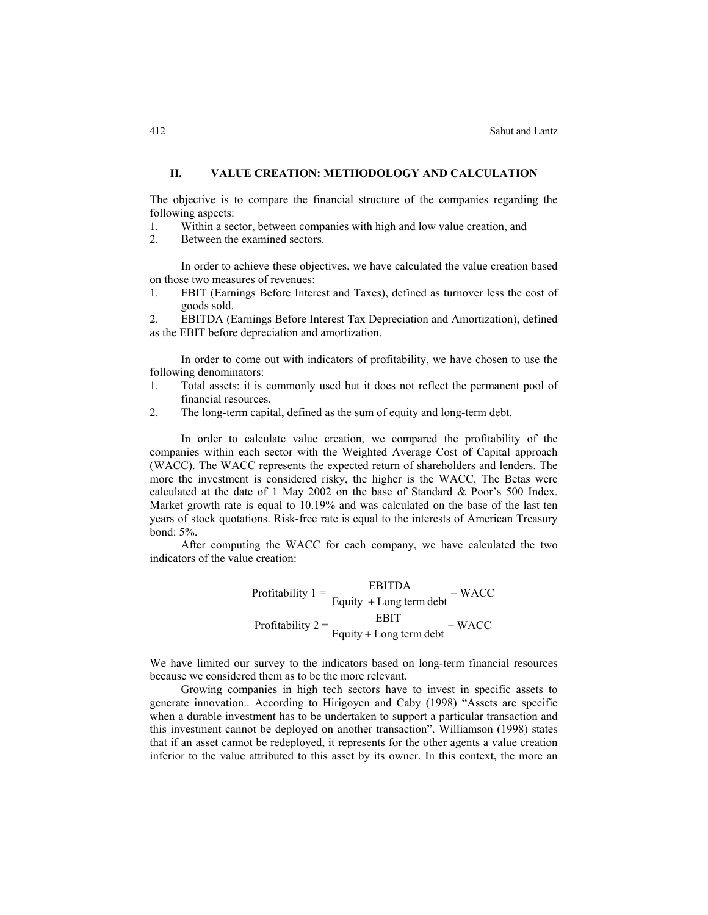## II. VALUE CREATION: METHODOLOGY AND CALCULATION

The objective is to compare the financial structure of the companies regarding the following aspects:

1. Within a sector, between companies with high and low value creation, and
2. Between the examined sectors.

In order to achieve these objectives, we have calculated the value creation based on those two measures of revenues:

1. EBIT (Earnings Before Interest and Taxes), defined as turnover less the cost of goods sold.
2. EBITDA (Earnings Before Interest Tax Depreciation and Amortization), defined as the EBIT before depreciation and amortization.

In order to come out with indicators of profitability, we have chosen to use the following denominators:

1. Total assets: it is commonly used but it does not reflect the permanent pool of financial resources.
2. The long-term capital, defined as the sum of equity and long-term debt.

In order to calculate value creation, we compared the profitability of the companies within each sector with the Weighted Average Cost of Capital approach (WACC). The WACC represents the expected return of shareholders and lenders. The more the investment is considered risky, the higher is the WACC. The Betas were calculated at the date of 1 May 2002 on the base of Standard & Poor's 500 Index. Market growth rate is equal to 10.19% and was calculated on the base of the last ten years of stock quotations. Risk-free rate is equal to the interests of American Treasury bond: 5%.

After computing the WACC for each company, we have calculated the two indicators of the value creation:

$$\text{Profitability 1} = \frac{\text{EBITDA}}{\text{Equity} + \text{Long term debt}} - \text{WACC}$$

$$\text{Profitability 2} = \frac{\text{EBIT}}{\text{Equity} + \text{Long term debt}} - \text{WACC}$$

We have limited our survey to the indicators based on long-term financial resources because we considered them as to be the more relevant.

Growing companies in high tech sectors have to invest in specific assets to generate innovation.. According to Hirigoyen and Caby (1998) "Assets are specific when a durable investment has to be undertaken to support a particular transaction and this investment cannot be deployed on another transaction". Williamson (1998) states that if an asset cannot be redeployed, it represents for the other agents a value creation inferior to the value attributed to this asset by its owner. In this context, the more an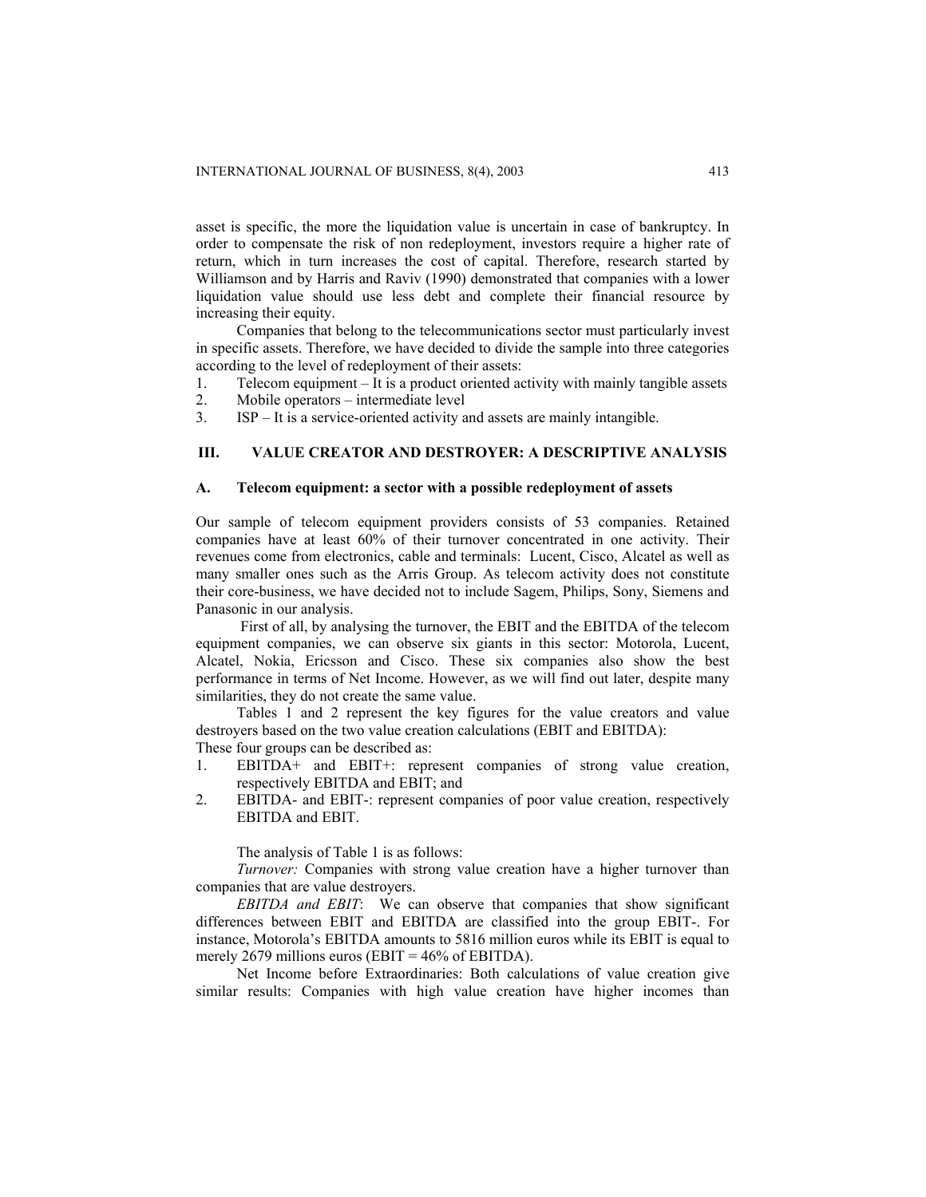asset is specific, the more the liquidation value is uncertain in case of bankruptcy. In order to compensate the risk of non redeployment, investors require a higher rate of return, which in turn increases the cost of capital. Therefore, research started by Williamson and by Harris and Raviv (1990) demonstrated that companies with a lower liquidation value should use less debt and complete their financial resource by increasing their equity.

Companies that belong to the telecommunications sector must particularly invest in specific assets. Therefore, we have decided to divide the sample into three categories according to the level of redeployment of their assets:

1. Telecom equipment – It is a product oriented activity with mainly tangible assets
2. Mobile operators – intermediate level
3. ISP – It is a service-oriented activity and assets are mainly intangible.

## III. VALUE CREATOR AND DESTROYER: A DESCRIPTIVE ANALYSIS

### A. Telecom equipment: a sector with a possible redeployment of assets

Our sample of telecom equipment providers consists of 53 companies. Retained companies have at least 60% of their turnover concentrated in one activity. Their revenues come from electronics, cable and terminals: Lucent, Cisco, Alcatel as well as many smaller ones such as the Arris Group. As telecom activity does not constitute their core-business, we have decided not to include Sagem, Philips, Sony, Siemens and Panasonic in our analysis.

First of all, by analysing the turnover, the EBIT and the EBITDA of the telecom equipment companies, we can observe six giants in this sector: Motorola, Lucent, Alcatel, Nokia, Ericsson and Cisco. These six companies also show the best performance in terms of Net Income. However, as we will find out later, despite many similarities, they do not create the same value.

Tables 1 and 2 represent the key figures for the value creators and value destroyers based on the two value creation calculations (EBIT and EBITDA):
These four groups can be described as:

1. EBITDA+ and EBIT+: represent companies of strong value creation, respectively EBITDA and EBIT; and
2. EBITDA- and EBIT-: represent companies of poor value creation, respectively EBITDA and EBIT.

The analysis of Table 1 is as follows:

*Turnover:* Companies with strong value creation have a higher turnover than companies that are value destroyers.

*EBITDA and EBIT*: We can observe that companies that show significant differences between EBIT and EBITDA are classified into the group EBIT-. For instance, Motorola's EBITDA amounts to 5816 million euros while its EBIT is equal to merely 2679 millions euros (EBIT = 46% of EBITDA).

Net Income before Extraordinaries: Both calculations of value creation give similar results: Companies with high value creation have higher incomes than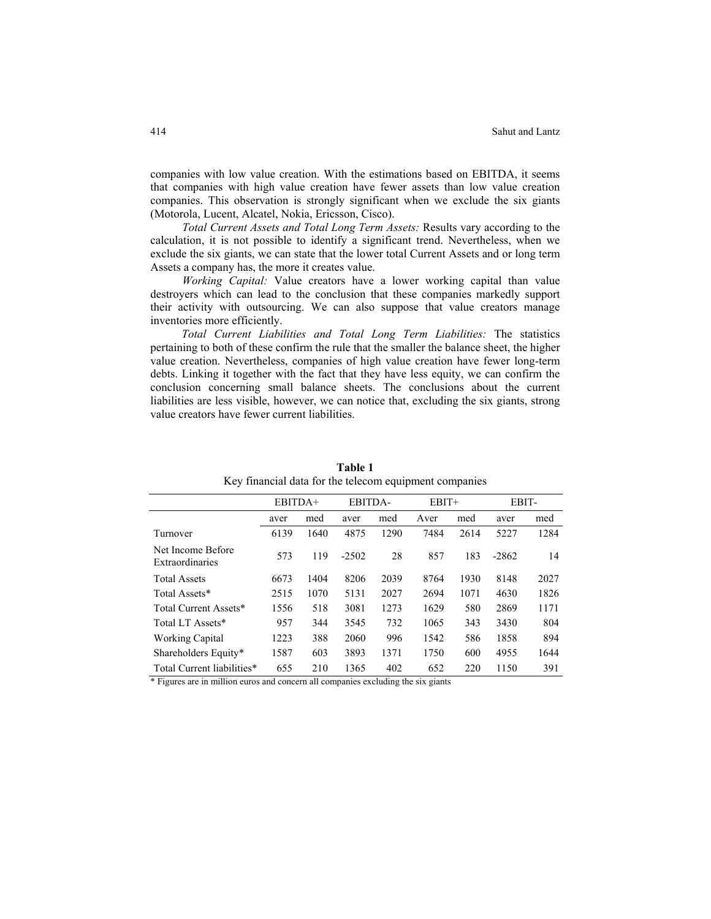companies with low value creation. With the estimations based on EBITDA, it seems that companies with high value creation have fewer assets than low value creation companies. This observation is strongly significant when we exclude the six giants (Motorola, Lucent, Alcatel, Nokia, Ericsson, Cisco).

*Total Current Assets and Total Long Term Assets:* Results vary according to the calculation, it is not possible to identify a significant trend. Nevertheless, when we exclude the six giants, we can state that the lower total Current Assets and or long term Assets a company has, the more it creates value.

*Working Capital:* Value creators have a lower working capital than value destroyers which can lead to the conclusion that these companies markedly support their activity with outsourcing. We can also suppose that value creators manage inventories more efficiently.

*Total Current Liabilities and Total Long Term Liabilities:* The statistics pertaining to both of these confirm the rule that the smaller the balance sheet, the higher value creation. Nevertheless, companies of high value creation have fewer long-term debts. Linking it together with the fact that they have less equity, we can confirm the conclusion concerning small balance sheets. The conclusions about the current liabilities are less visible, however, we can notice that, excluding the six giants, strong value creators have fewer current liabilities.

**Table 1**

Key financial data for the telecom equipment companies

| | EBITDA+ | | EBITDA- | | EBIT+ | | EBIT- | |
|---|---|---|---|---|---|---|---|---|
| | aver | med | aver | med | Aver | med | aver | med |
| Turnover | 6139 | 1640 | 4875 | 1290 | 7484 | 2614 | 5227 | 1284 |
| Net Income Before Extraordinaries | 573 | 119 | -2502 | 28 | 857 | 183 | -2862 | 14 |
| Total Assets | 6673 | 1404 | 8206 | 2039 | 8764 | 1930 | 8148 | 2027 |
| Total Assets* | 2515 | 1070 | 5131 | 2027 | 2694 | 1071 | 4630 | 1826 |
| Total Current Assets* | 1556 | 518 | 3081 | 1273 | 1629 | 580 | 2869 | 1171 |
| Total LT Assets* | 957 | 344 | 3545 | 732 | 1065 | 343 | 3430 | 804 |
| Working Capital | 1223 | 388 | 2060 | 996 | 1542 | 586 | 1858 | 894 |
| Shareholders Equity* | 1587 | 603 | 3893 | 1371 | 1750 | 600 | 4955 | 1644 |
| Total Current liabilities* | 655 | 210 | 1365 | 402 | 652 | 220 | 1150 | 391 |

* Figures are in million euros and concern all companies excluding the six giants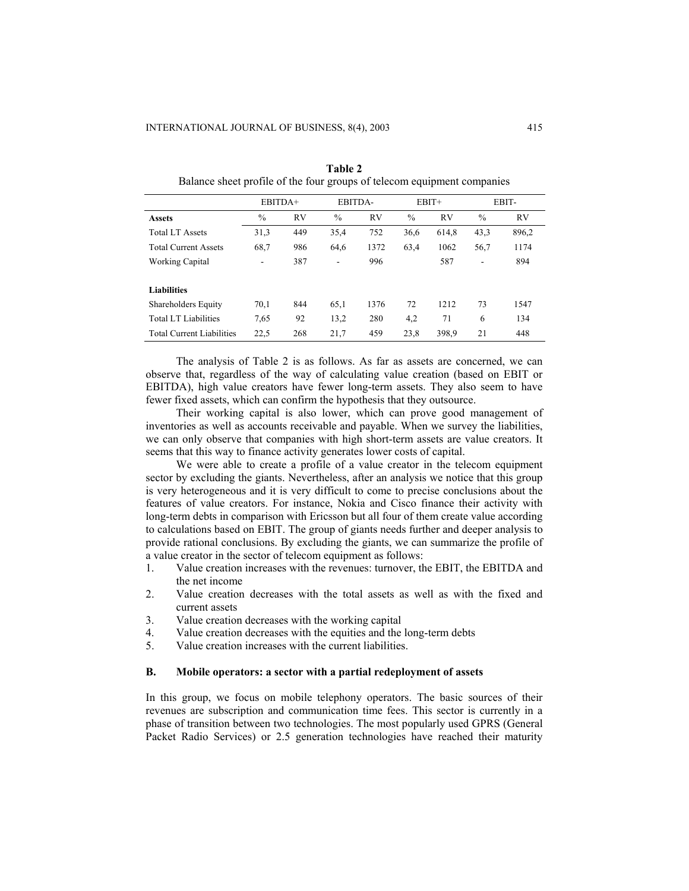**Table 2**
Balance sheet profile of the four groups of telecom equipment companies

| | EBITDA+ | | EBITDA- | | EBIT+ | | EBIT- | |
|---|---|---|---|---|---|---|---|---|
| **Assets** | % | RV | % | RV | % | RV | % | RV |
| Total LT Assets | 31,3 | 449 | 35,4 | 752 | 36,6 | 614,8 | 43,3 | 896,2 |
| Total Current Assets | 68,7 | 986 | 64,6 | 1372 | 63,4 | 1062 | 56,7 | 1174 |
| Working Capital | - | 387 | - | 996 | | 587 | - | 894 |
| | | | | | | | | |
| **Liabilities** | | | | | | | | |
| Shareholders Equity | 70,1 | 844 | 65,1 | 1376 | 72 | 1212 | 73 | 1547 |
| Total LT Liabilities | 7,65 | 92 | 13,2 | 280 | 4,2 | 71 | 6 | 134 |
| Total Current Liabilities | 22,5 | 268 | 21,7 | 459 | 23,8 | 398,9 | 21 | 448 |

The analysis of Table 2 is as follows. As far as assets are concerned, we can observe that, regardless of the way of calculating value creation (based on EBIT or EBITDA), high value creators have fewer long-term assets. They also seem to have fewer fixed assets, which can confirm the hypothesis that they outsource.

Their working capital is also lower, which can prove good management of inventories as well as accounts receivable and payable. When we survey the liabilities, we can only observe that companies with high short-term assets are value creators. It seems that this way to finance activity generates lower costs of capital.

We were able to create a profile of a value creator in the telecom equipment sector by excluding the giants. Nevertheless, after an analysis we notice that this group is very heterogeneous and it is very difficult to come to precise conclusions about the features of value creators. For instance, Nokia and Cisco finance their activity with long-term debts in comparison with Ericsson but all four of them create value according to calculations based on EBIT. The group of giants needs further and deeper analysis to provide rational conclusions. By excluding the giants, we can summarize the profile of a value creator in the sector of telecom equipment as follows:

1. Value creation increases with the revenues: turnover, the EBIT, the EBITDA and the net income
2. Value creation decreases with the total assets as well as with the fixed and current assets
3. Value creation decreases with the working capital
4. Value creation decreases with the equities and the long-term debts
5. Value creation increases with the current liabilities.

### B. Mobile operators: a sector with a partial redeployment of assets

In this group, we focus on mobile telephony operators. The basic sources of their revenues are subscription and communication time fees. This sector is currently in a phase of transition between two technologies. The most popularly used GPRS (General Packet Radio Services) or 2.5 generation technologies have reached their maturity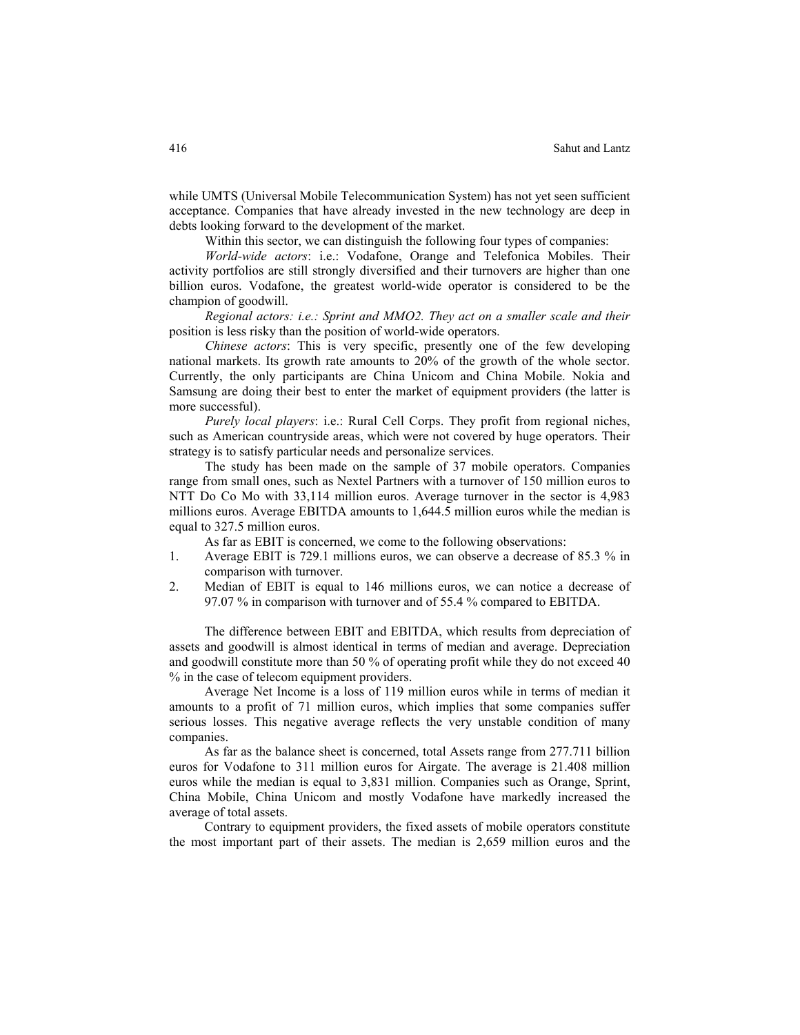while UMTS (Universal Mobile Telecommunication System) has not yet seen sufficient acceptance. Companies that have already invested in the new technology are deep in debts looking forward to the development of the market.

Within this sector, we can distinguish the following four types of companies:

*World-wide actors*: i.e.: Vodafone, Orange and Telefonica Mobiles. Their activity portfolios are still strongly diversified and their turnovers are higher than one billion euros. Vodafone, the greatest world-wide operator is considered to be the champion of goodwill.

*Regional actors: i.e.: Sprint and MMO2. They act on a smaller scale and their* position is less risky than the position of world-wide operators.

*Chinese actors*: This is very specific, presently one of the few developing national markets. Its growth rate amounts to 20% of the growth of the whole sector. Currently, the only participants are China Unicom and China Mobile. Nokia and Samsung are doing their best to enter the market of equipment providers (the latter is more successful).

*Purely local players*: i.e.: Rural Cell Corps. They profit from regional niches, such as American countryside areas, which were not covered by huge operators. Their strategy is to satisfy particular needs and personalize services.

The study has been made on the sample of 37 mobile operators. Companies range from small ones, such as Nextel Partners with a turnover of 150 million euros to NTT Do Co Mo with 33,114 million euros. Average turnover in the sector is 4,983 millions euros. Average EBITDA amounts to 1,644.5 million euros while the median is equal to 327.5 million euros.

As far as EBIT is concerned, we come to the following observations:

1. Average EBIT is 729.1 millions euros, we can observe a decrease of 85.3 % in comparison with turnover.
2. Median of EBIT is equal to 146 millions euros, we can notice a decrease of 97.07 % in comparison with turnover and of 55.4 % compared to EBITDA.

The difference between EBIT and EBITDA, which results from depreciation of assets and goodwill is almost identical in terms of median and average. Depreciation and goodwill constitute more than 50 % of operating profit while they do not exceed 40 % in the case of telecom equipment providers.

Average Net Income is a loss of 119 million euros while in terms of median it amounts to a profit of 71 million euros, which implies that some companies suffer serious losses. This negative average reflects the very unstable condition of many companies.

As far as the balance sheet is concerned, total Assets range from 277.711 billion euros for Vodafone to 311 million euros for Airgate. The average is 21.408 million euros while the median is equal to 3,831 million. Companies such as Orange, Sprint, China Mobile, China Unicom and mostly Vodafone have markedly increased the average of total assets.

Contrary to equipment providers, the fixed assets of mobile operators constitute the most important part of their assets. The median is 2,659 million euros and the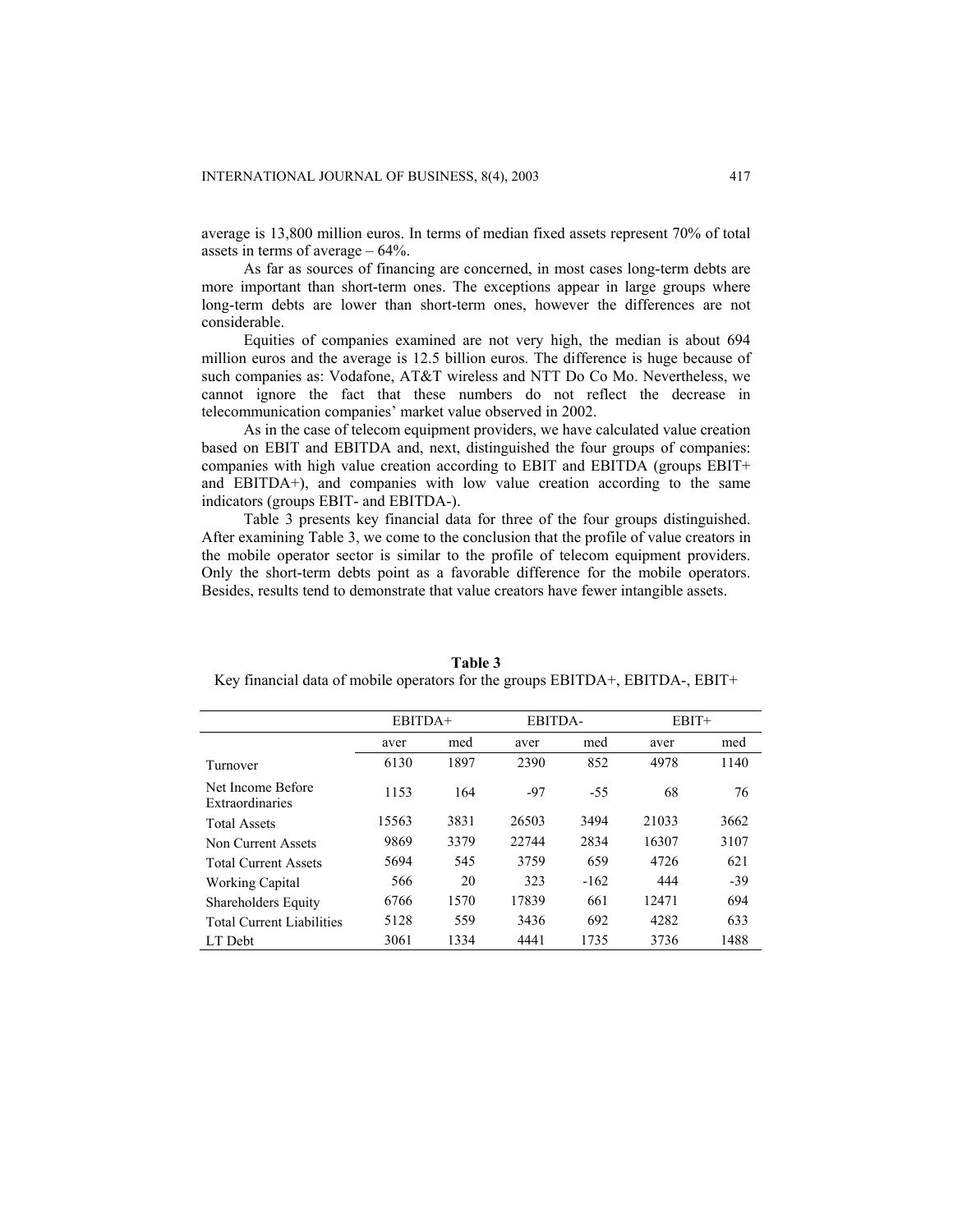average is 13,800 million euros. In terms of median fixed assets represent 70% of total assets in terms of average – 64%.

As far as sources of financing are concerned, in most cases long-term debts are more important than short-term ones. The exceptions appear in large groups where long-term debts are lower than short-term ones, however the differences are not considerable.

Equities of companies examined are not very high, the median is about 694 million euros and the average is 12.5 billion euros. The difference is huge because of such companies as: Vodafone, AT&T wireless and NTT Do Co Mo. Nevertheless, we cannot ignore the fact that these numbers do not reflect the decrease in telecommunication companies' market value observed in 2002.

As in the case of telecom equipment providers, we have calculated value creation based on EBIT and EBITDA and, next, distinguished the four groups of companies: companies with high value creation according to EBIT and EBITDA (groups EBIT+ and EBITDA+), and companies with low value creation according to the same indicators (groups EBIT- and EBITDA-).

Table 3 presents key financial data for three of the four groups distinguished. After examining Table 3, we come to the conclusion that the profile of value creators in the mobile operator sector is similar to the profile of telecom equipment providers. Only the short-term debts point as a favorable difference for the mobile operators. Besides, results tend to demonstrate that value creators have fewer intangible assets.

**Table 3**
Key financial data of mobile operators for the groups EBITDA+, EBITDA-, EBIT+

| | EBITDA+ | | EBITDA- | | EBIT+ | |
|---|---|---|---|---|---|---|
| | aver | med | aver | med | aver | med |
| Turnover | 6130 | 1897 | 2390 | 852 | 4978 | 1140 |
| Net Income Before Extraordinaries | 1153 | 164 | -97 | -55 | 68 | 76 |
| Total Assets | 15563 | 3831 | 26503 | 3494 | 21033 | 3662 |
| Non Current Assets | 9869 | 3379 | 22744 | 2834 | 16307 | 3107 |
| Total Current Assets | 5694 | 545 | 3759 | 659 | 4726 | 621 |
| Working Capital | 566 | 20 | 323 | -162 | 444 | -39 |
| Shareholders Equity | 6766 | 1570 | 17839 | 661 | 12471 | 694 |
| Total Current Liabilities | 5128 | 559 | 3436 | 692 | 4282 | 633 |
| LT Debt | 3061 | 1334 | 4441 | 1735 | 3736 | 1488 |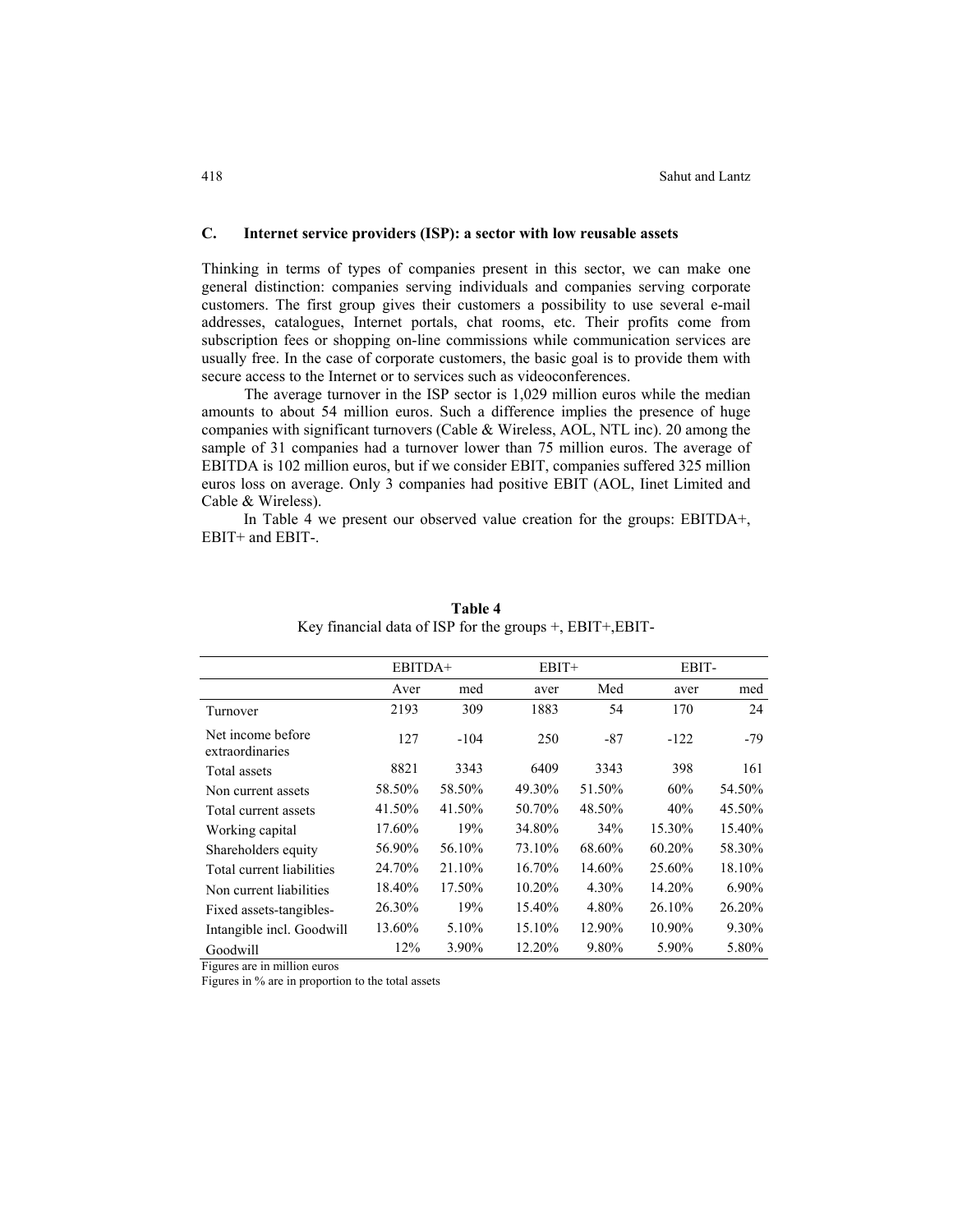### C. Internet service providers (ISP): a sector with low reusable assets

Thinking in terms of types of companies present in this sector, we can make one general distinction: companies serving individuals and companies serving corporate customers. The first group gives their customers a possibility to use several e-mail addresses, catalogues, Internet portals, chat rooms, etc. Their profits come from subscription fees or shopping on-line commissions while communication services are usually free. In the case of corporate customers, the basic goal is to provide them with secure access to the Internet or to services such as videoconferences.

The average turnover in the ISP sector is 1,029 million euros while the median amounts to about 54 million euros. Such a difference implies the presence of huge companies with significant turnovers (Cable & Wireless, AOL, NTL inc). 20 among the sample of 31 companies had a turnover lower than 75 million euros. The average of EBITDA is 102 million euros, but if we consider EBIT, companies suffered 325 million euros loss on average. Only 3 companies had positive EBIT (AOL, Iinet Limited and Cable & Wireless).

In Table 4 we present our observed value creation for the groups: EBITDA+, EBIT+ and EBIT-.

**Table 4**
Key financial data of ISP for the groups +, EBIT+,EBIT-

| | EBITDA+ | | EBIT+ | | EBIT- | |
|---|---|---|---|---|---|---|
| | Aver | med | aver | Med | aver | med |
| Turnover | 2193 | 309 | 1883 | 54 | 170 | 24 |
| Net income before extraordinaries | 127 | -104 | 250 | -87 | -122 | -79 |
| Total assets | 8821 | 3343 | 6409 | 3343 | 398 | 161 |
| Non current assets | 58.50% | 58.50% | 49.30% | 51.50% | 60% | 54.50% |
| Total current assets | 41.50% | 41.50% | 50.70% | 48.50% | 40% | 45.50% |
| Working capital | 17.60% | 19% | 34.80% | 34% | 15.30% | 15.40% |
| Shareholders equity | 56.90% | 56.10% | 73.10% | 68.60% | 60.20% | 58.30% |
| Total current liabilities | 24.70% | 21.10% | 16.70% | 14.60% | 25.60% | 18.10% |
| Non current liabilities | 18.40% | 17.50% | 10.20% | 4.30% | 14.20% | 6.90% |
| Fixed assets-tangibles- | 26.30% | 19% | 15.40% | 4.80% | 26.10% | 26.20% |
| Intangible incl. Goodwill | 13.60% | 5.10% | 15.10% | 12.90% | 10.90% | 9.30% |
| Goodwill | 12% | 3.90% | 12.20% | 9.80% | 5.90% | 5.80% |

Figures are in million euros

Figures in % are in proportion to the total assets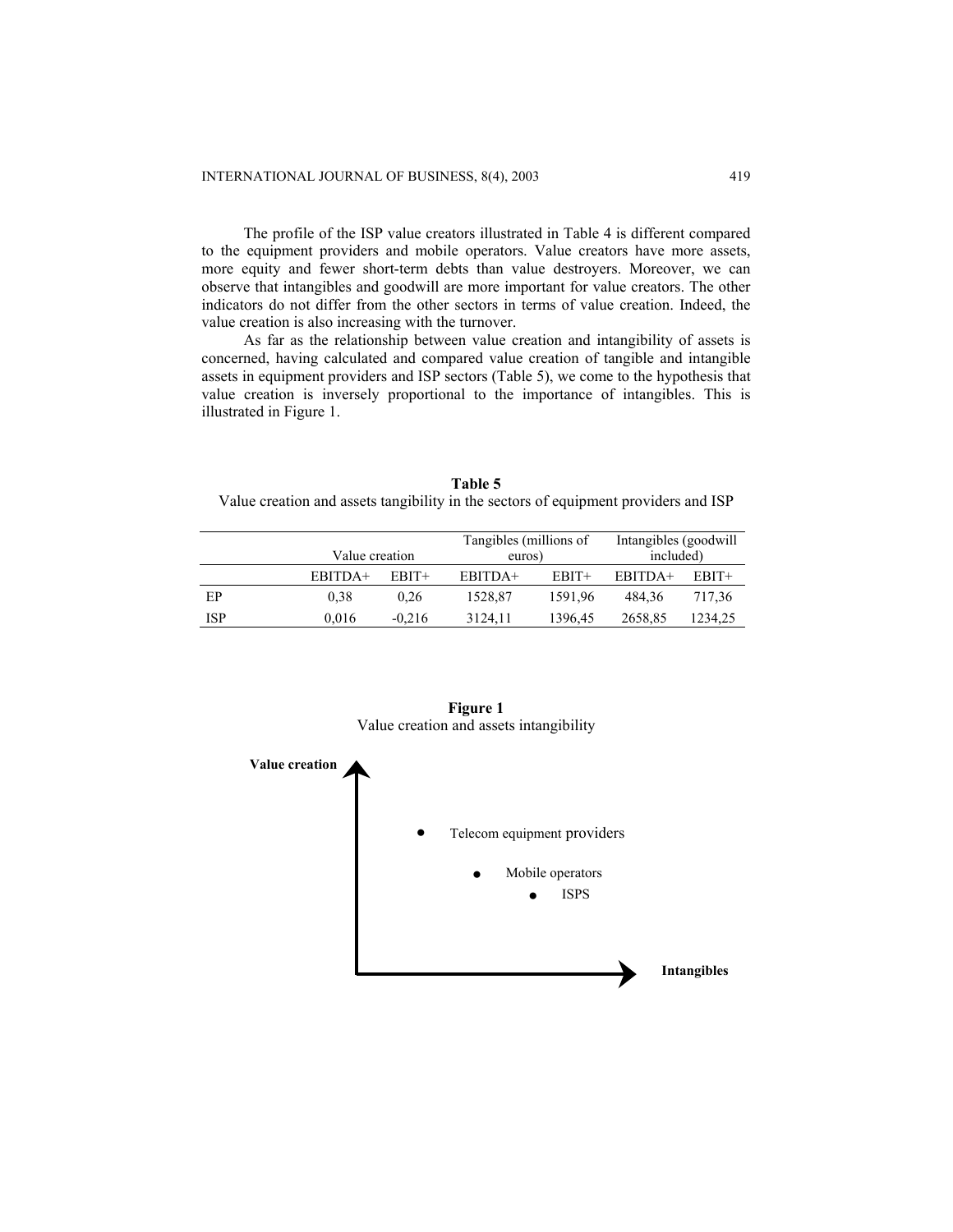The profile of the ISP value creators illustrated in Table 4 is different compared to the equipment providers and mobile operators. Value creators have more assets, more equity and fewer short-term debts than value destroyers. Moreover, we can observe that intangibles and goodwill are more important for value creators. The other indicators do not differ from the other sectors in terms of value creation. Indeed, the value creation is also increasing with the turnover.

As far as the relationship between value creation and intangibility of assets is concerned, having calculated and compared value creation of tangible and intangible assets in equipment providers and ISP sectors (Table 5), we come to the hypothesis that value creation is inversely proportional to the importance of intangibles. This is illustrated in Figure 1.

**Table 5**
Value creation and assets tangibility in the sectors of equipment providers and ISP

| | Value creation | | Tangibles (millions of euros) | | Intangibles (goodwill included) | |
|---|---|---|---|---|---|---|
| | EBITDA+ | EBIT+ | EBITDA+ | EBIT+ | EBITDA+ | EBIT+ |
| EP | 0,38 | 0,26 | 1528,87 | 1591,96 | 484,36 | 717,36 |
| ISP | 0,016 | -0,216 | 3124,11 | 1396,45 | 2658,85 | 1234,25 |

**Figure 1**
Value creation and assets intangibility

**Value creation**

- Telecom equipment providers
- Mobile operators
- ISPS

**Intangibles**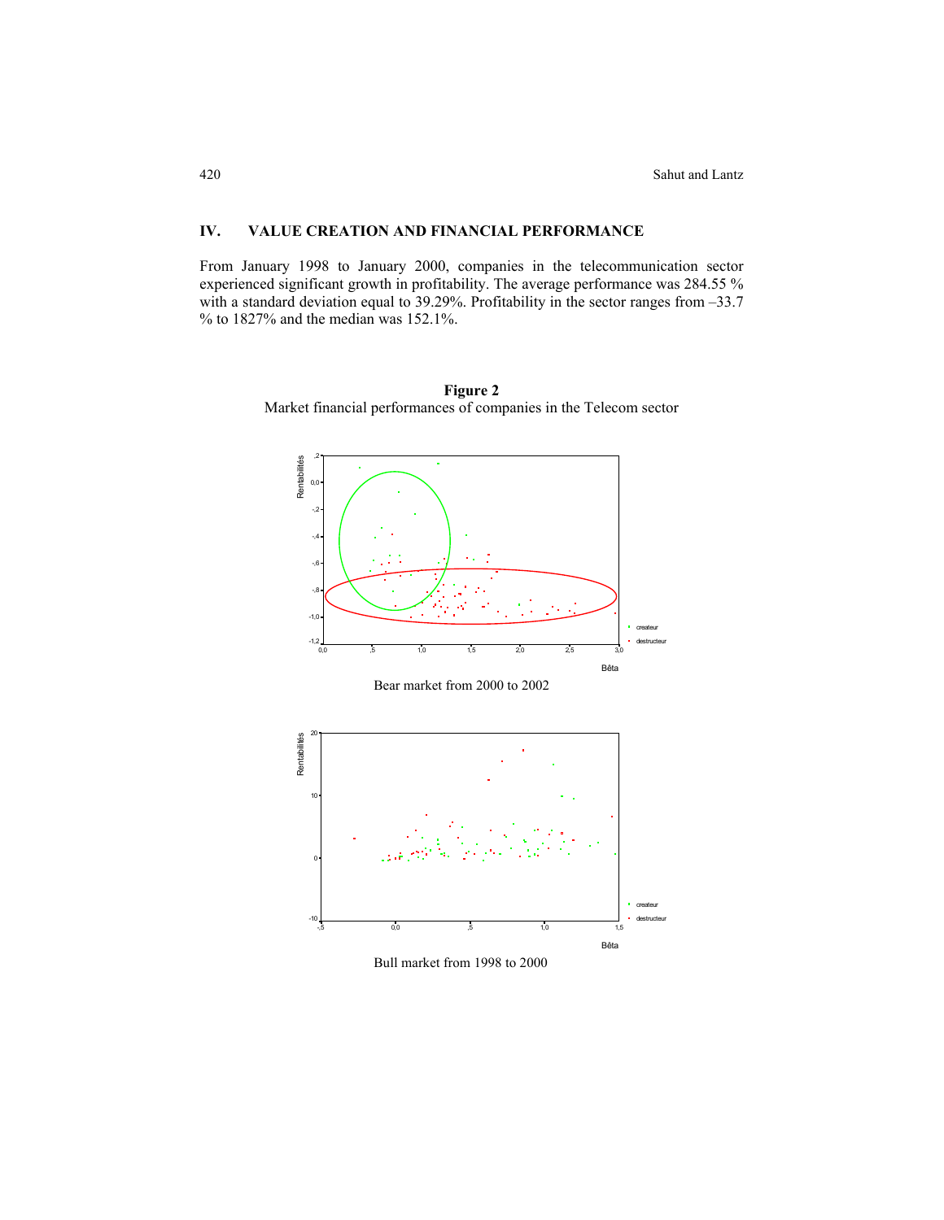## IV. VALUE CREATION AND FINANCIAL PERFORMANCE

From January 1998 to January 2000, companies in the telecommunication sector experienced significant growth in profitability. The average performance was 284.55 % with a standard deviation equal to 39.29%. Profitability in the sector ranges from –33.7 % to 1827% and the median was 152.1%.

**Figure 2**
Market financial performances of companies in the Telecom sector

Bear market from 2000 to 2002

Bull market from 1998 to 2000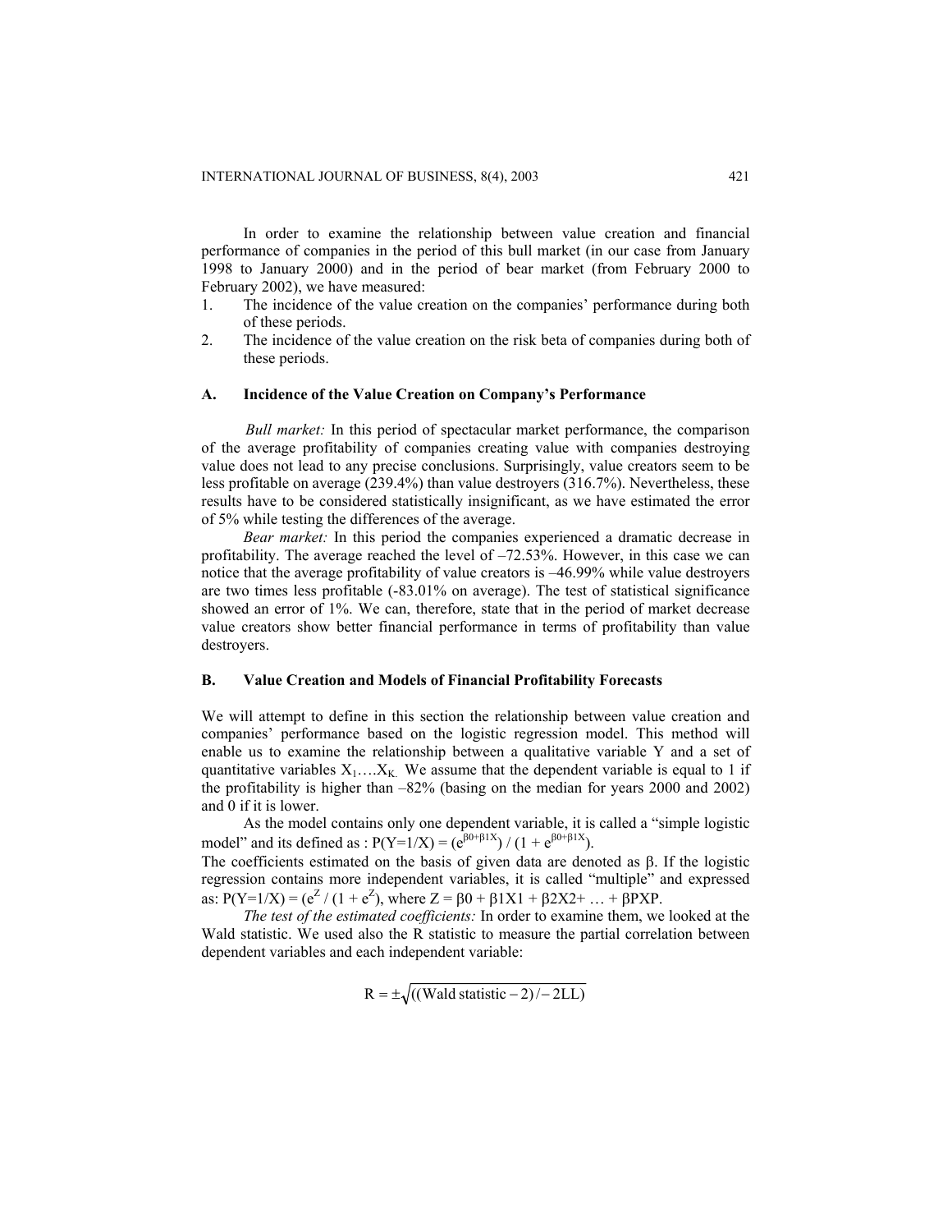In order to examine the relationship between value creation and financial performance of companies in the period of this bull market (in our case from January 1998 to January 2000) and in the period of bear market (from February 2000 to February 2002), we have measured:

1. The incidence of the value creation on the companies' performance during both of these periods.
2. The incidence of the value creation on the risk beta of companies during both of these periods.

### A. Incidence of the Value Creation on Company's Performance

*Bull market:* In this period of spectacular market performance, the comparison of the average profitability of companies creating value with companies destroying value does not lead to any precise conclusions. Surprisingly, value creators seem to be less profitable on average (239.4%) than value destroyers (316.7%). Nevertheless, these results have to be considered statistically insignificant, as we have estimated the error of 5% while testing the differences of the average.

*Bear market:* In this period the companies experienced a dramatic decrease in profitability. The average reached the level of –72.53%. However, in this case we can notice that the average profitability of value creators is –46.99% while value destroyers are two times less profitable (-83.01% on average). The test of statistical significance showed an error of 1%. We can, therefore, state that in the period of market decrease value creators show better financial performance in terms of profitability than value destroyers.

### B. Value Creation and Models of Financial Profitability Forecasts

We will attempt to define in this section the relationship between value creation and companies' performance based on the logistic regression model. This method will enable us to examine the relationship between a qualitative variable Y and a set of quantitative variables $X_1 \ldots . X_K$. We assume that the dependent variable is equal to 1 if the profitability is higher than –82% (basing on the median for years 2000 and 2002) and 0 if it is lower.

As the model contains only one dependent variable, it is called a "simple logistic model" and its defined as : $P(Y=1/X) = (e^{\beta 0+\beta 1X}) / (1 + e^{\beta 0+\beta 1X})$.

The coefficients estimated on the basis of given data are denoted as β. If the logistic regression contains more independent variables, it is called "multiple" and expressed as: $P(Y=1/X) = (e^Z / (1 + e^Z)$, where $Z = \beta 0 + \beta 1X1 + \beta 2X2+ \ldots + \beta PXP$.

*The test of the estimated coefficients:* In order to examine them, we looked at the Wald statistic. We used also the R statistic to measure the partial correlation between dependent variables and each independent variable:

$$R = \pm\sqrt{((\text{Wald statistic} - 2)/-2\text{LL})}$$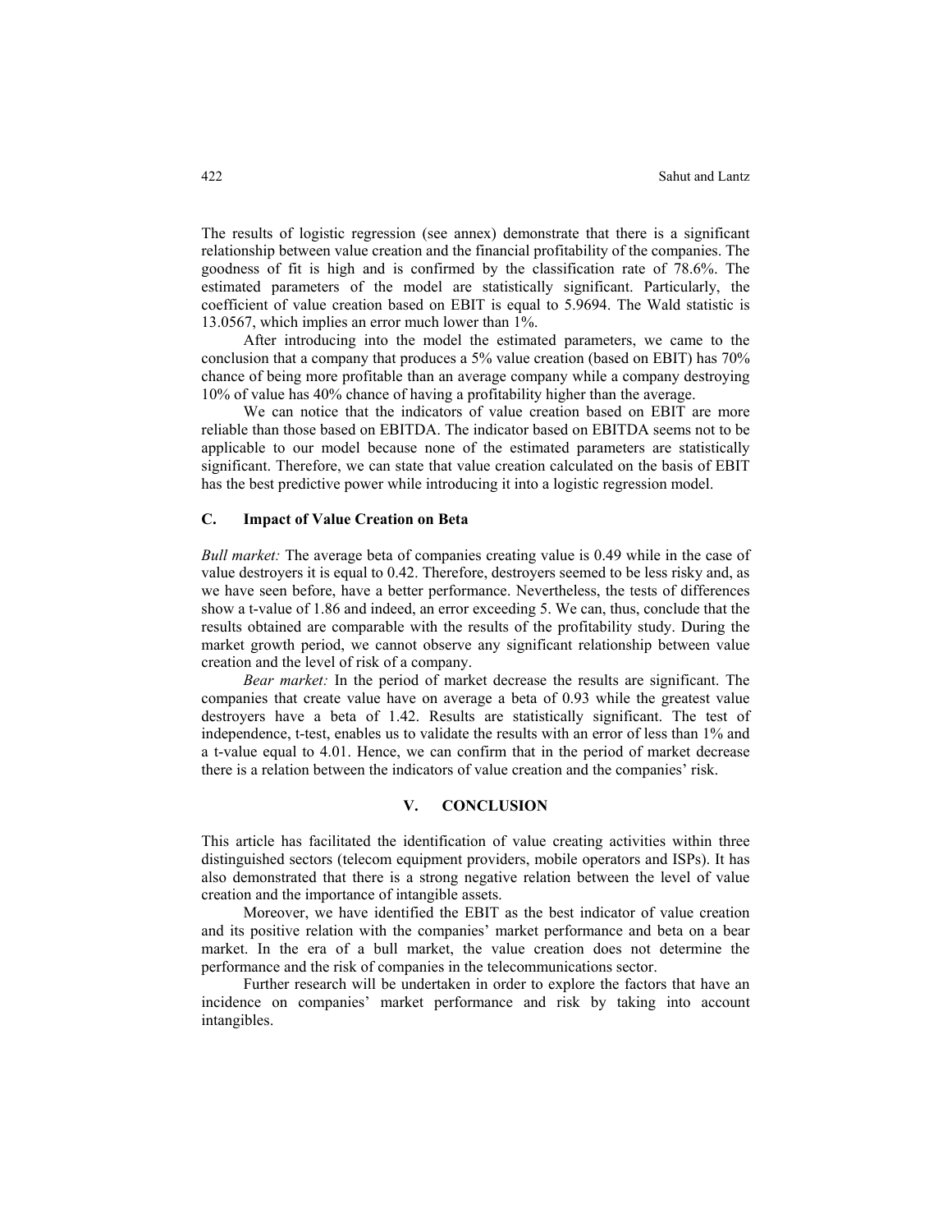The results of logistic regression (see annex) demonstrate that there is a significant relationship between value creation and the financial profitability of the companies. The goodness of fit is high and is confirmed by the classification rate of 78.6%. The estimated parameters of the model are statistically significant. Particularly, the coefficient of value creation based on EBIT is equal to 5.9694. The Wald statistic is 13.0567, which implies an error much lower than 1%.

After introducing into the model the estimated parameters, we came to the conclusion that a company that produces a 5% value creation (based on EBIT) has 70% chance of being more profitable than an average company while a company destroying 10% of value has 40% chance of having a profitability higher than the average.

We can notice that the indicators of value creation based on EBIT are more reliable than those based on EBITDA. The indicator based on EBITDA seems not to be applicable to our model because none of the estimated parameters are statistically significant. Therefore, we can state that value creation calculated on the basis of EBIT has the best predictive power while introducing it into a logistic regression model.

### C. Impact of Value Creation on Beta

*Bull market:* The average beta of companies creating value is 0.49 while in the case of value destroyers it is equal to 0.42. Therefore, destroyers seemed to be less risky and, as we have seen before, have a better performance. Nevertheless, the tests of differences show a t-value of 1.86 and indeed, an error exceeding 5. We can, thus, conclude that the results obtained are comparable with the results of the profitability study. During the market growth period, we cannot observe any significant relationship between value creation and the level of risk of a company.

*Bear market:* In the period of market decrease the results are significant. The companies that create value have on average a beta of 0.93 while the greatest value destroyers have a beta of 1.42. Results are statistically significant. The test of independence, t-test, enables us to validate the results with an error of less than 1% and a t-value equal to 4.01. Hence, we can confirm that in the period of market decrease there is a relation between the indicators of value creation and the companies' risk.

## V. CONCLUSION

This article has facilitated the identification of value creating activities within three distinguished sectors (telecom equipment providers, mobile operators and ISPs). It has also demonstrated that there is a strong negative relation between the level of value creation and the importance of intangible assets.

Moreover, we have identified the EBIT as the best indicator of value creation and its positive relation with the companies' market performance and beta on a bear market. In the era of a bull market, the value creation does not determine the performance and the risk of companies in the telecommunications sector.

Further research will be undertaken in order to explore the factors that have an incidence on companies' market performance and risk by taking into account intangibles.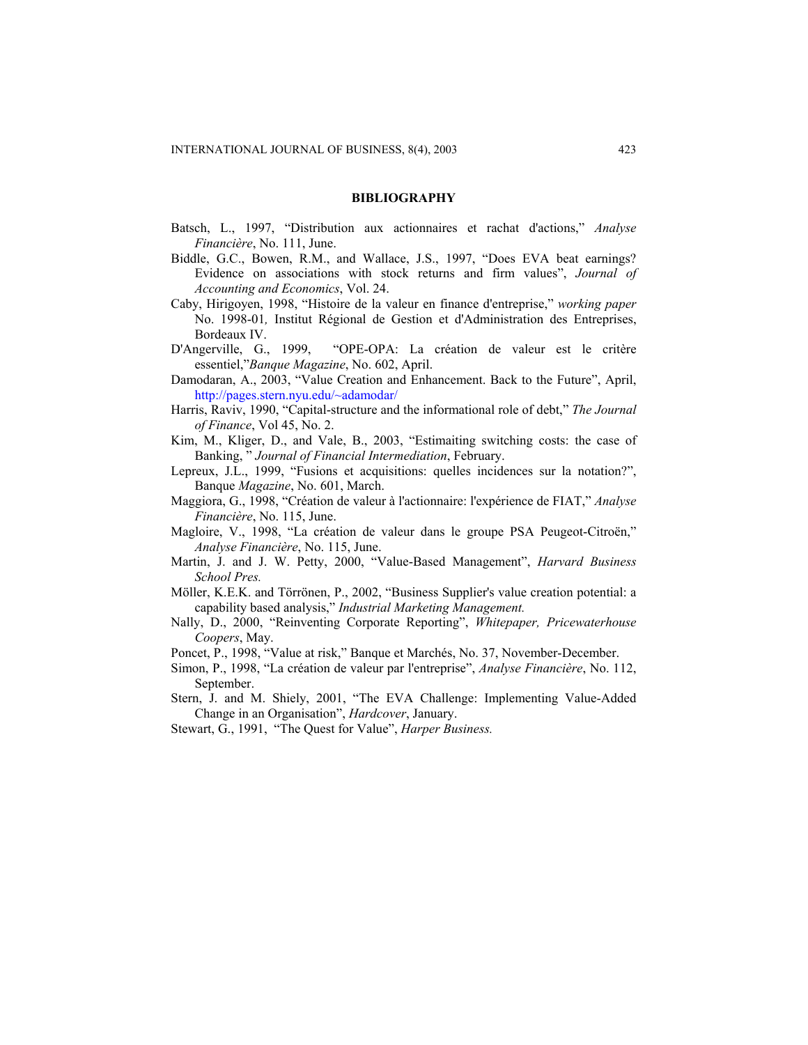## BIBLIOGRAPHY

Batsch, L., 1997, "Distribution aux actionnaires et rachat d'actions," *Analyse Financière*, No. 111, June.

Biddle, G.C., Bowen, R.M., and Wallace, J.S., 1997, "Does EVA beat earnings? Evidence on associations with stock returns and firm values", *Journal of Accounting and Economics*, Vol. 24.

Caby, Hirigoyen, 1998, "Histoire de la valeur en finance d'entreprise," *working paper* No. 1998-01*,* Institut Régional de Gestion et d'Administration des Entreprises, Bordeaux IV.

D'Angerville, G., 1999, "OPE-OPA: La création de valeur est le critère essentiel,"*Banque Magazine*, No. 602, April.

Damodaran, A., 2003, "Value Creation and Enhancement. Back to the Future", April, http://pages.stern.nyu.edu/~adamodar/

Harris, Raviv, 1990, "Capital-structure and the informational role of debt," *The Journal of Finance*, Vol 45, No. 2.

Kim, M., Kliger, D., and Vale, B., 2003, "Estimaiting switching costs: the case of Banking, " *Journal of Financial Intermediation*, February.

Lepreux, J.L., 1999, "Fusions et acquisitions: quelles incidences sur la notation?", Banque *Magazine*, No. 601, March.

Maggiora, G., 1998, "Création de valeur à l'actionnaire: l'expérience de FIAT," *Analyse Financière*, No. 115, June.

Magloire, V., 1998, "La création de valeur dans le groupe PSA Peugeot-Citroën," *Analyse Financière*, No. 115, June.

Martin, J. and J. W. Petty, 2000, "Value-Based Management", *Harvard Business School Pres.*

Möller, K.E.K. and Törrönen, P., 2002, "Business Supplier's value creation potential: a capability based analysis," *Industrial Marketing Management.*

Nally, D., 2000, "Reinventing Corporate Reporting", *Whitepaper, Pricewaterhouse Coopers*, May.

Poncet, P., 1998, "Value at risk," Banque et Marchés, No. 37, November-December.

Simon, P., 1998, "La création de valeur par l'entreprise", *Analyse Financière*, No. 112, September.

Stern, J. and M. Shiely, 2001, "The EVA Challenge: Implementing Value-Added Change in an Organisation", *Hardcover*, January.

Stewart, G., 1991, "The Quest for Value", *Harper Business.*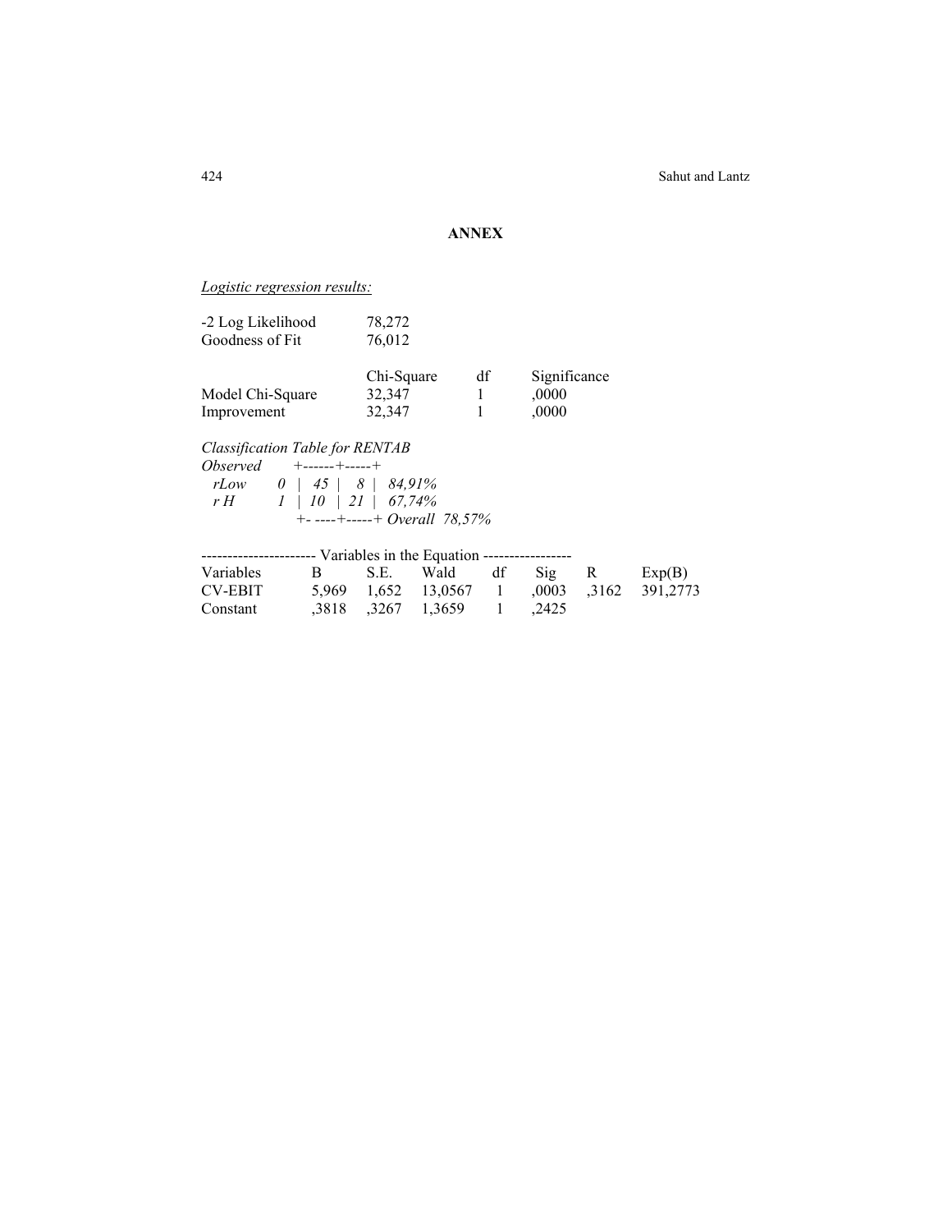## ANNEX

*Logistic regression results:*

| | |
|---|---|
| -2 Log Likelihood | 78,272 |
| Goodness of Fit | 76,012 |

| | Chi-Square | df | Significance |
|---|---|---|---|
| Model Chi-Square | 32,347 | 1 | ,0000 |
| Improvement | 32,347 | 1 | ,0000 |

*Classification Table for RENTAB*

| *Observed* | | | | |
|---|---|---|---|---|
| *rLow* | *0* | *45* | *8* | *84,91%* |
| *r H* | *1* | *10* | *21* | *67,74%* |
| | | | *Overall* | *78,57%* |

---------------------- Variables in the Equation -----------------

| Variables | B | S.E. | Wald | df | Sig | R | Exp(B) |
|---|---|---|---|---|---|---|---|
| CV-EBIT | 5,969 | 1,652 | 13,0567 | 1 | ,0003 | ,3162 | 391,2773 |
| Constant | ,3818 | ,3267 | 1,3659 | 1 | ,2425 | | |